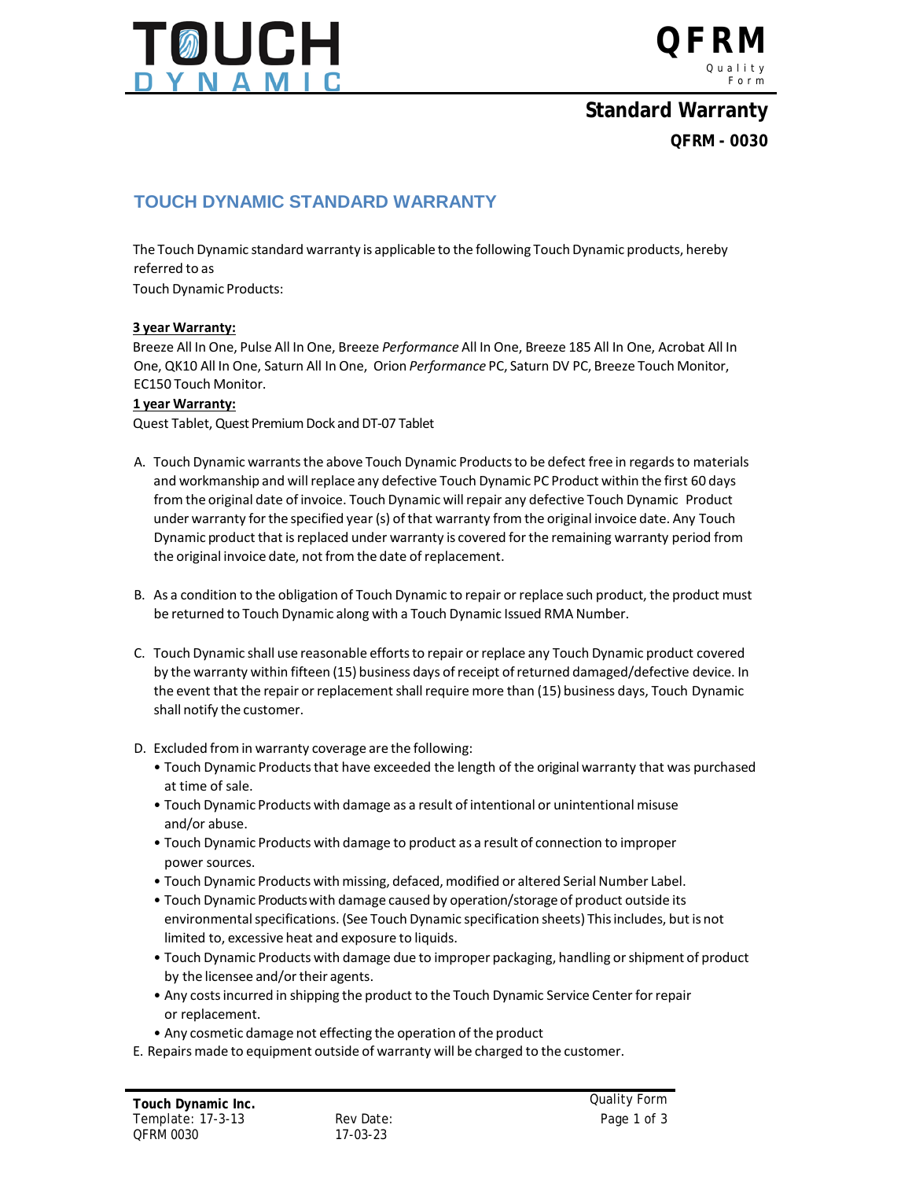**Standard Warranty**

**QFRM - 0030**

## TOUCH DYNAMIC STANDARD WARRANTY

The Touch Dynamic standard warranty is applicable to the following Touch Dynamic products, hereby referred to as
Touch Dynamic Products:

**3 year Warranty:**
Breeze All In One, Pulse All In One, Breeze *Performance* All In One, Breeze 185 All In One, Acrobat All In One, QK10 All In One, Saturn All In One, Orion *Performance* PC, Saturn DV PC, Breeze Touch Monitor, EC150 Touch Monitor.

**1 year Warranty:**
Quest Tablet, Quest Premium Dock and DT-07 Tablet

A. Touch Dynamic warrants the above Touch Dynamic Products to be defect free in regards to materials and workmanship and will replace any defective Touch Dynamic PC Product within the first 60 days from the original date of invoice. Touch Dynamic will repair any defective Touch Dynamic Product under warranty for the specified year (s) of that warranty from the original invoice date. Any Touch Dynamic product that is replaced under warranty is covered for the remaining warranty period from the original invoice date, not from the date of replacement.

B. As a condition to the obligation of Touch Dynamic to repair or replace such product, the product must be returned to Touch Dynamic along with a Touch Dynamic Issued RMA Number.

C. Touch Dynamic shall use reasonable efforts to repair or replace any Touch Dynamic product covered by the warranty within fifteen (15) business days of receipt of returned damaged/defective device. In the event that the repair or replacement shall require more than (15) business days, Touch Dynamic shall notify the customer.

D. Excluded from in warranty coverage are the following:
   - Touch Dynamic Products that have exceeded the length of the original warranty that was purchased at time of sale.
   - Touch Dynamic Products with damage as a result of intentional or unintentional misuse and/or abuse.
   - Touch Dynamic Products with damage to product as a result of connection to improper power sources.
   - Touch Dynamic Products with missing, defaced, modified or altered Serial Number Label.
   - Touch Dynamic Products with damage caused by operation/storage of product outside its environmental specifications. (See Touch Dynamic specification sheets) This includes, but is not limited to, excessive heat and exposure to liquids.
   - Touch Dynamic Products with damage due to improper packaging, handling or shipment of product by the licensee and/or their agents.
   - Any costs incurred in shipping the product to the Touch Dynamic Service Center for repair or replacement.
   - Any cosmetic damage not effecting the operation of the product

E. Repairs made to equipment outside of warranty will be charged to the customer.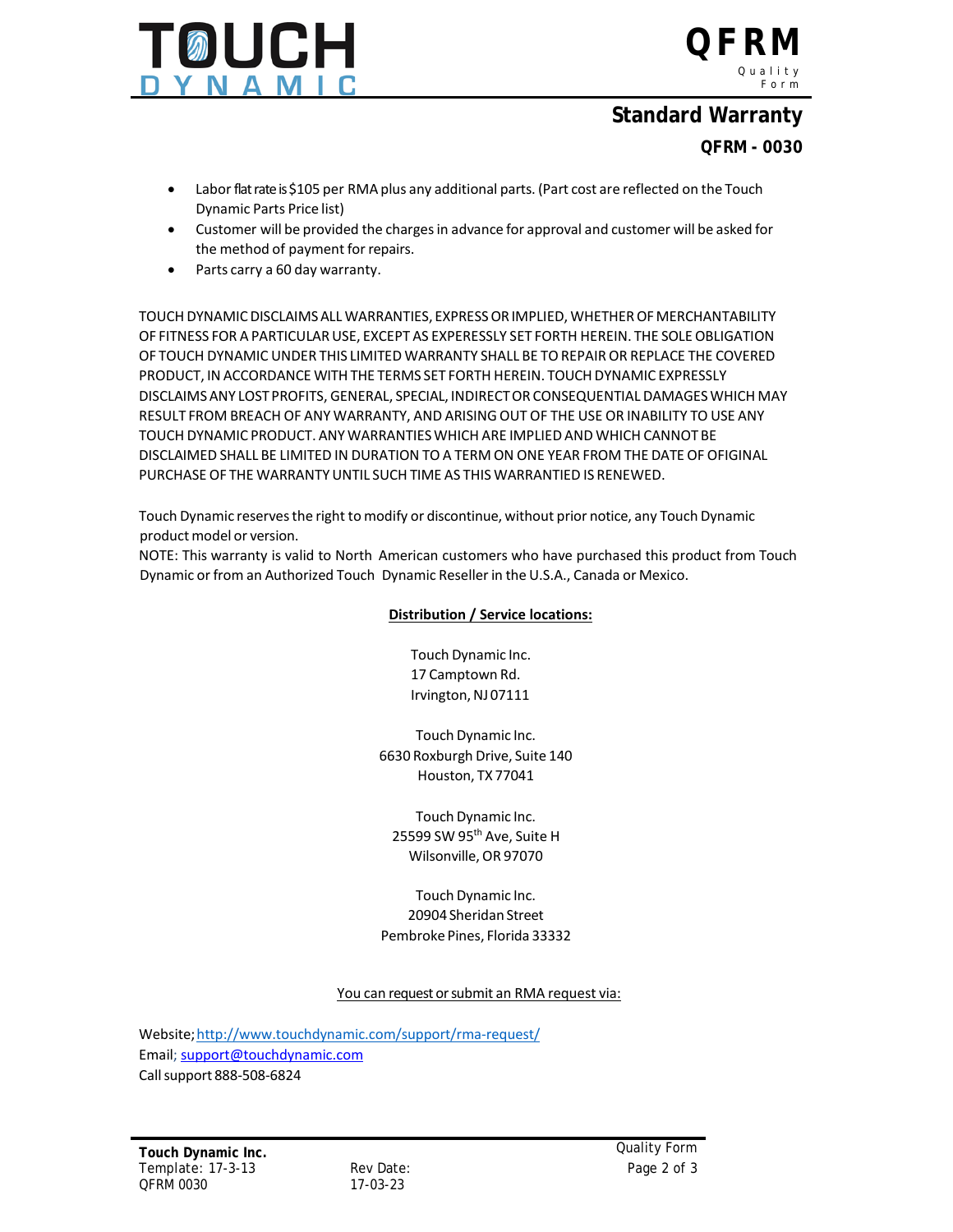- Labor flat rate is $105 per RMA plus any additional parts. (Part cost are reflected on the Touch Dynamic Parts Price list)
- Customer will be provided the charges in advance for approval and customer will be asked for the method of payment for repairs.
- Parts carry a 60 day warranty.

TOUCH DYNAMIC DISCLAIMS ALL WARRANTIES, EXPRESS OR IMPLIED, WHETHER OF MERCHANTABILITY OF FITNESS FOR A PARTICULAR USE, EXCEPT AS EXPERESSLY SET FORTH HEREIN. THE SOLE OBLIGATION OF TOUCH DYNAMIC UNDER THIS LIMITED WARRANTY SHALL BE TO REPAIR OR REPLACE THE COVERED PRODUCT, IN ACCORDANCE WITH THE TERMS SET FORTH HEREIN. TOUCH DYNAMIC EXPRESSLY DISCLAIMS ANY LOST PROFITS, GENERAL, SPECIAL, INDIRECT OR CONSEQUENTIAL DAMAGES WHICH MAY RESULT FROM BREACH OF ANY WARRANTY, AND ARISING OUT OF THE USE OR INABILITY TO USE ANY TOUCH DYNAMIC PRODUCT. ANY WARRANTIES WHICH ARE IMPLIED AND WHICH CANNOT BE DISCLAIMED SHALL BE LIMITED IN DURATION TO A TERM ON ONE YEAR FROM THE DATE OF OFIGINAL PURCHASE OF THE WARRANTY UNTIL SUCH TIME AS THIS WARRANTIED IS RENEWED.

Touch Dynamic reserves the right to modify or discontinue, without prior notice, any Touch Dynamic product model or version.
NOTE: This warranty is valid to North American customers who have purchased this product from Touch Dynamic or from an Authorized Touch Dynamic Reseller in the U.S.A., Canada or Mexico.

**Distribution / Service locations:**

Touch Dynamic Inc.
17 Camptown Rd.
Irvington, NJ 07111

Touch Dynamic Inc.
6630 Roxburgh Drive, Suite 140
Houston, TX 77041

Touch Dynamic Inc.
25599 SW 95th Ave, Suite H
Wilsonville, OR 97070

Touch Dynamic Inc.
20904 Sheridan Street
Pembroke Pines, Florida 33332

You can request or submit an RMA request via:

Website; http://www.touchdynamic.com/support/rma-request/
Email; support@touchdynamic.com
Call support 888-508-6824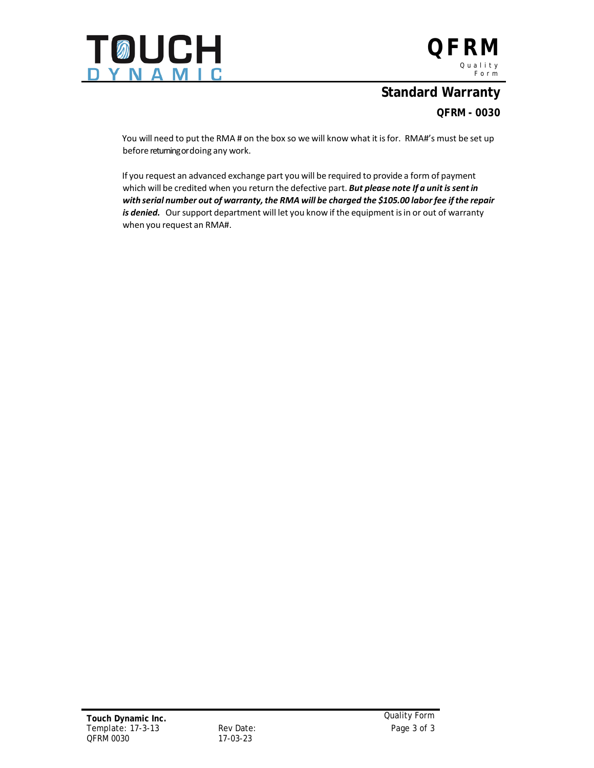You will need to put the RMA # on the box so we will know what it is for. RMA#'s must be set up before returning or doing any work.

If you request an advanced exchange part you will be required to provide a form of payment which will be credited when you return the defective part. ***But please note If a unit is sent in with serial number out of warranty, the RMA will be charged the $105.00 labor fee if the repair is denied.*** Our support department will let you know if the equipment is in or out of warranty when you request an RMA#.